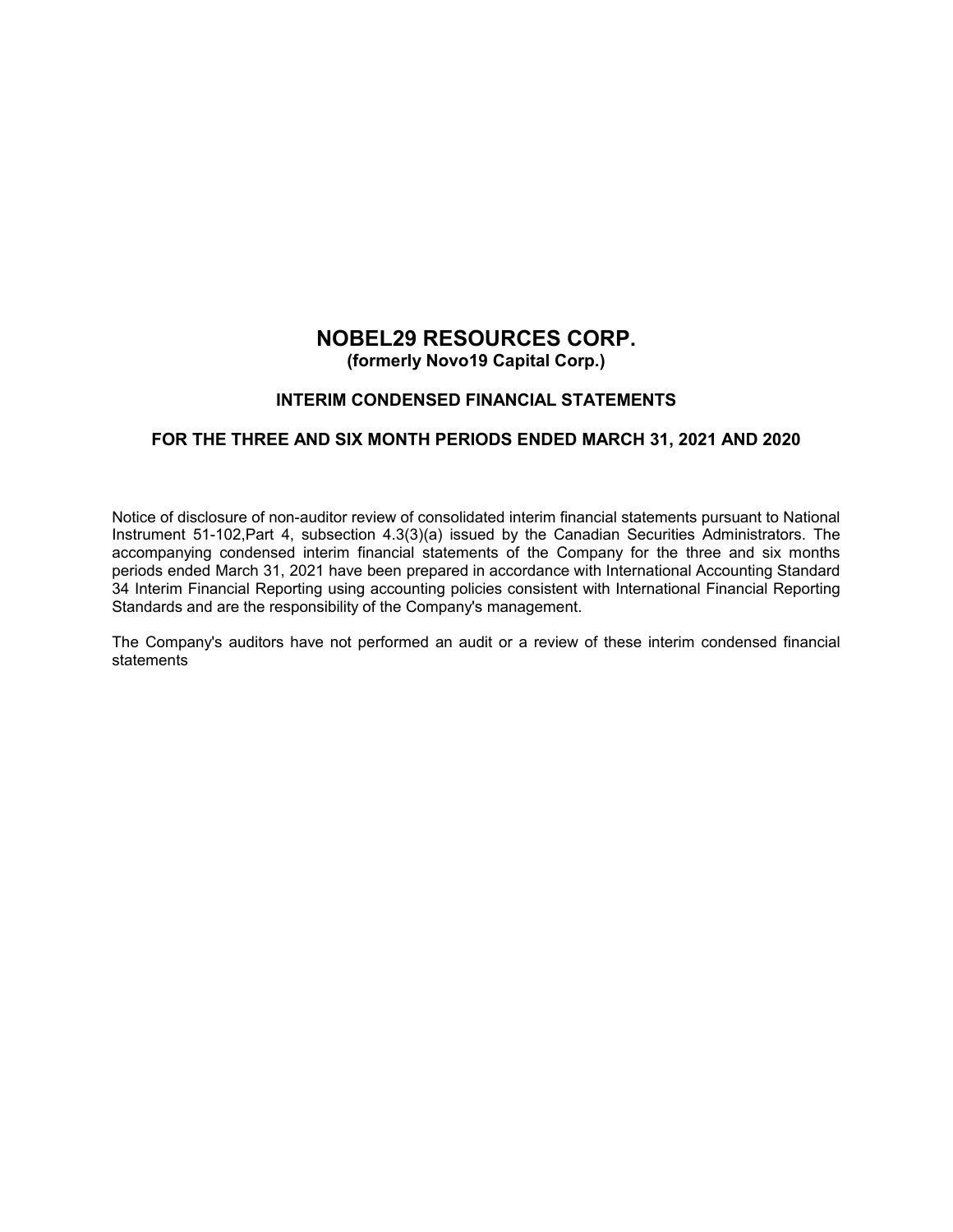# NOBEL29 RESOURCES CORP.

**(formerly Novo19 Capital Corp.)**

## INTERIM CONDENSED FINANCIAL STATEMENTS

## FOR THE THREE AND SIX MONTH PERIODS ENDED MARCH 31, 2021 AND 2020

Notice of disclosure of non-auditor review of consolidated interim financial statements pursuant to National Instrument 51-102,Part 4, subsection 4.3(3)(a) issued by the Canadian Securities Administrators. The accompanying condensed interim financial statements of the Company for the three and six months periods ended March 31, 2021 have been prepared in accordance with International Accounting Standard 34 Interim Financial Reporting using accounting policies consistent with International Financial Reporting Standards and are the responsibility of the Company's management.

The Company's auditors have not performed an audit or a review of these interim condensed financial statements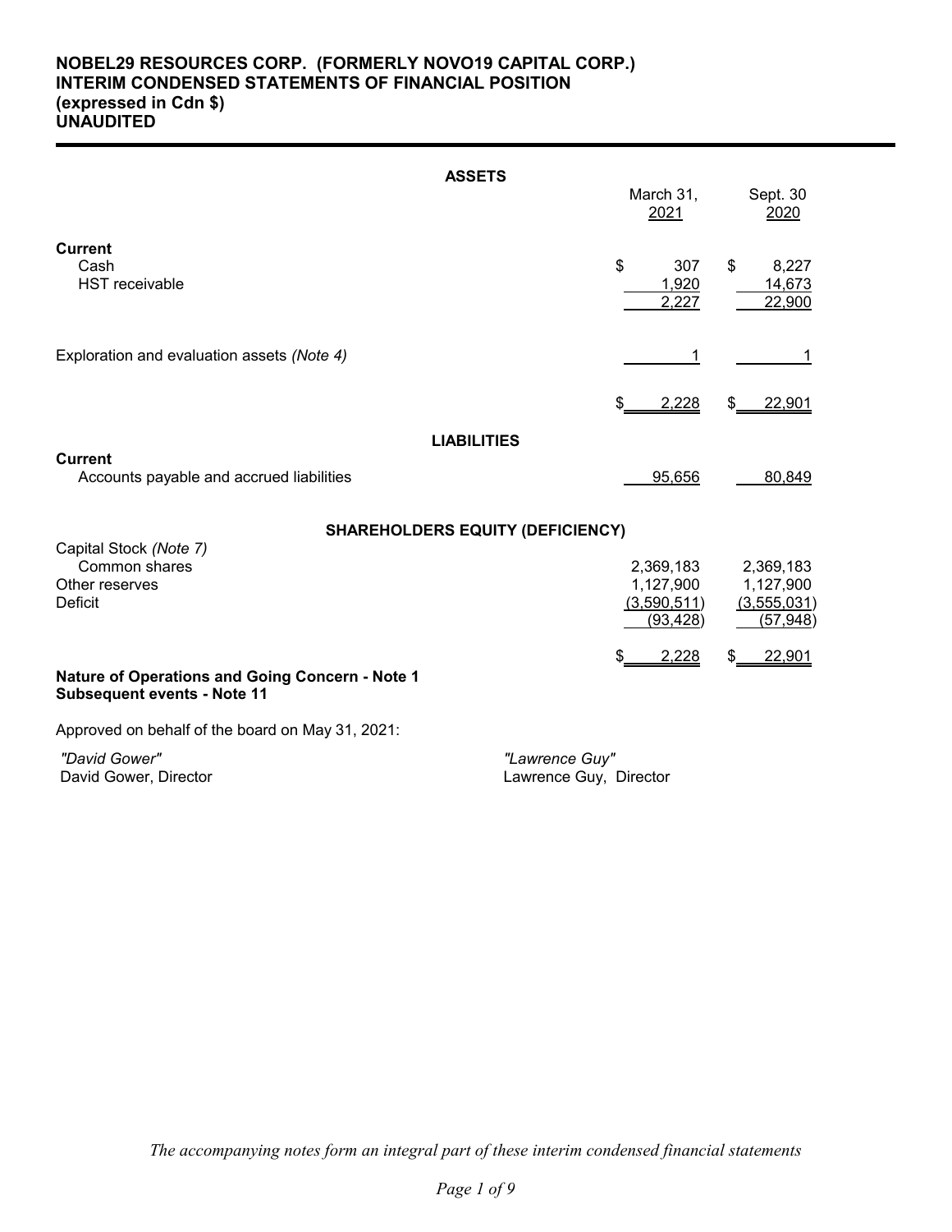# NOBEL29 RESOURCES CORP. (FORMERLY NOVO19 CAPITAL CORP.)
## INTERIM CONDENSED STATEMENTS OF FINANCIAL POSITION
## (expressed in Cdn $)
## UNAUDITED

| | March 31, 2021 | Sept. 30 2020 |
|---|---|---|
| **ASSETS** | | |
| **Current** | | |
| Cash | $ 307 | $ 8,227 |
| HST receivable | 1,920 | 14,673 |
| | 2,227 | 22,900 |
| Exploration and evaluation assets *(Note 4)* | 1 | 1 |
| | $ 2,228 | $ 22,901 |
| **LIABILITIES** | | |
| **Current** | | |
| Accounts payable and accrued liabilities | 95,656 | 80,849 |
| **SHAREHOLDERS EQUITY (DEFICIENCY)** | | |
| Capital Stock *(Note 7)* | | |
| Common shares | 2,369,183 | 2,369,183 |
| Other reserves | 1,127,900 | 1,127,900 |
| Deficit | (3,590,511) | (3,555,031) |
| | (93,428) | (57,948) |
| | $ 2,228 | $ 22,901 |

**Nature of Operations and Going Concern - Note 1**
**Subsequent events - Note 11**

Approved on behalf of the board on May 31, 2021:

*"David Gower"*
David Gower, Director

*"Lawrence Guy"*
Lawrence Guy, Director

*The accompanying notes form an integral part of these interim condensed financial statements*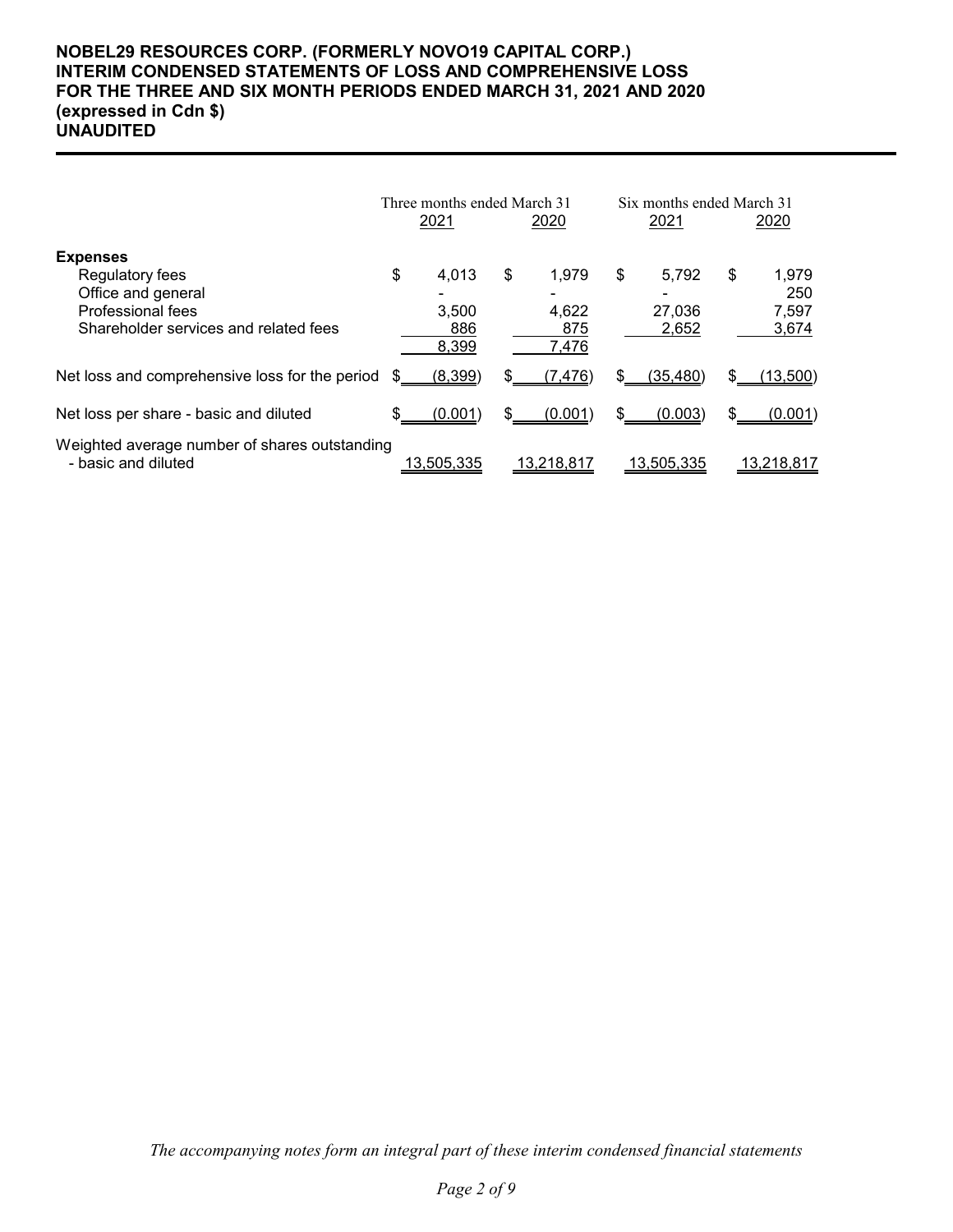**NOBEL29 RESOURCES CORP. (FORMERLY NOVO19 CAPITAL CORP.)**
**INTERIM CONDENSED STATEMENTS OF LOSS AND COMPREHENSIVE LOSS**
**FOR THE THREE AND SIX MONTH PERIODS ENDED MARCH 31, 2021 AND 2020**
**(expressed in Cdn $)**
**UNAUDITED**

| | Three months ended March 31 | | Six months ended March 31 | |
|---|---|---|---|---|
| | 2021 | 2020 | 2021 | 2020 |
| **Expenses** | | | | |
| Regulatory fees | $ 4,013 | $ 1,979 | $ 5,792 | $ 1,979 |
| Office and general | - | - | - | 250 |
| Professional fees | 3,500 | 4,622 | 27,036 | 7,597 |
| Shareholder services and related fees | 886 | 875 | 2,652 | 3,674 |
| | 8,399 | 7,476 | | |
| Net loss and comprehensive loss for the period | $ (8,399) | $ (7,476) | $ (35,480) | $ (13,500) |
| Net loss per share - basic and diluted | $ (0.001) | $ (0.001) | $ (0.003) | $ (0.001) |
| Weighted average number of shares outstanding - basic and diluted | 13,505,335 | 13,218,817 | 13,505,335 | 13,218,817 |

*The accompanying notes form an integral part of these interim condensed financial statements*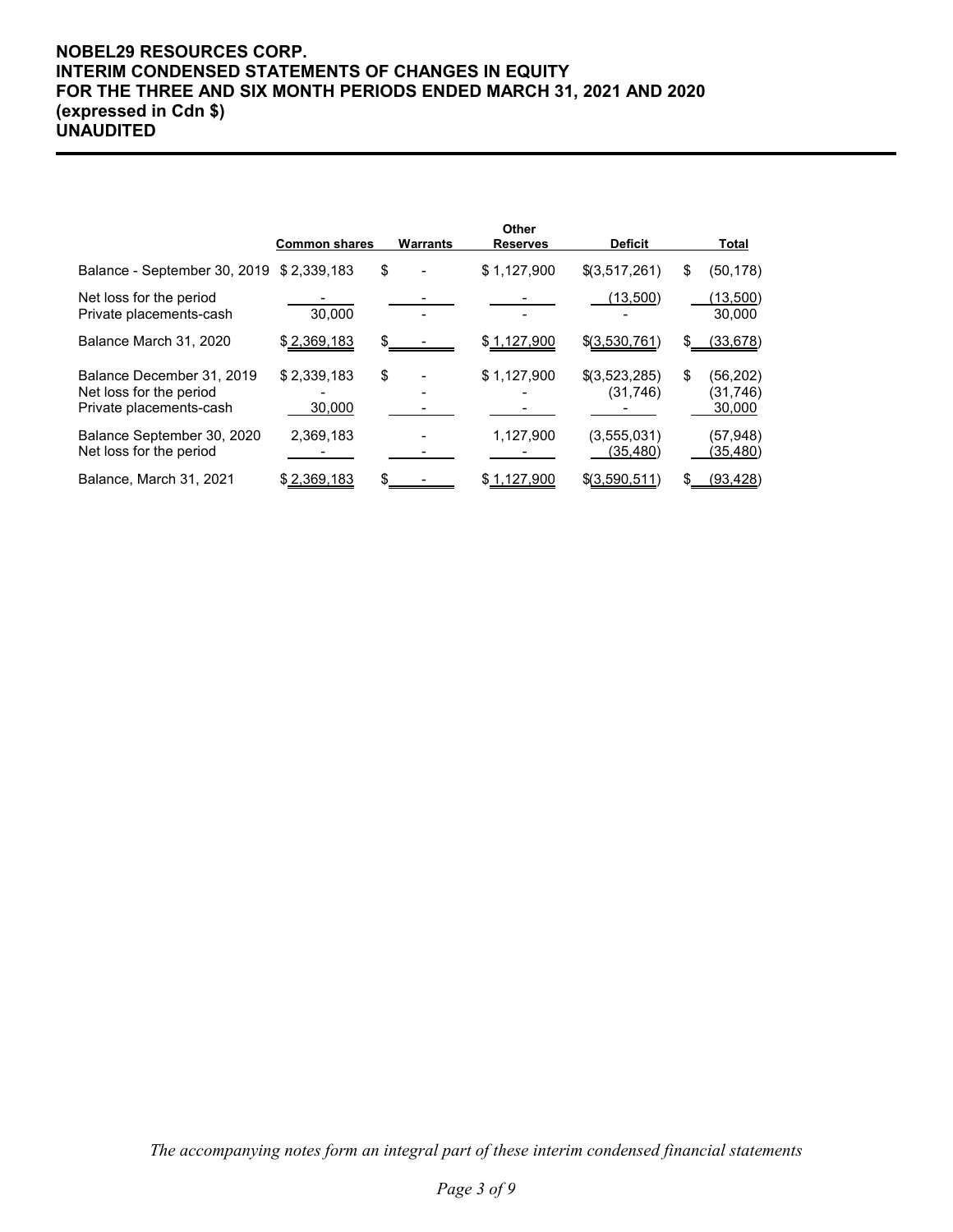# NOBEL29 RESOURCES CORP.
# INTERIM CONDENSED STATEMENTS OF CHANGES IN EQUITY
# FOR THE THREE AND SIX MONTH PERIODS ENDED MARCH 31, 2021 AND 2020
# (expressed in Cdn $)
# UNAUDITED

| | Common shares | Warrants | Other Reserves | Deficit | Total |
|---|---|---|---|---|---|
| Balance - September 30, 2019 | $ 2,339,183 | $ - | $ 1,127,900 | $(3,517,261) | $ (50,178) |
| Net loss for the period | - | - | - | (13,500) | (13,500) |
| Private placements-cash | 30,000 | - | - | - | 30,000 |
| Balance March 31, 2020 | $ 2,369,183 | $ - | $ 1,127,900 | $(3,530,761) | $ (33,678) |
| Balance December 31, 2019 | $ 2,339,183 | $ - | $ 1,127,900 | $(3,523,285) | $ (56,202) |
| Net loss for the period | - | - | - | (31,746) | (31,746) |
| Private placements-cash | 30,000 | - | - | - | 30,000 |
| Balance September 30, 2020 | 2,369,183 | - | 1,127,900 | (3,555,031) | (57,948) |
| Net loss for the period | - | - | - | (35,480) | (35,480) |
| Balance, March 31, 2021 | $ 2,369,183 | $ - | $ 1,127,900 | $(3,590,511) | $ (93,428) |

*The accompanying notes form an integral part of these interim condensed financial statements*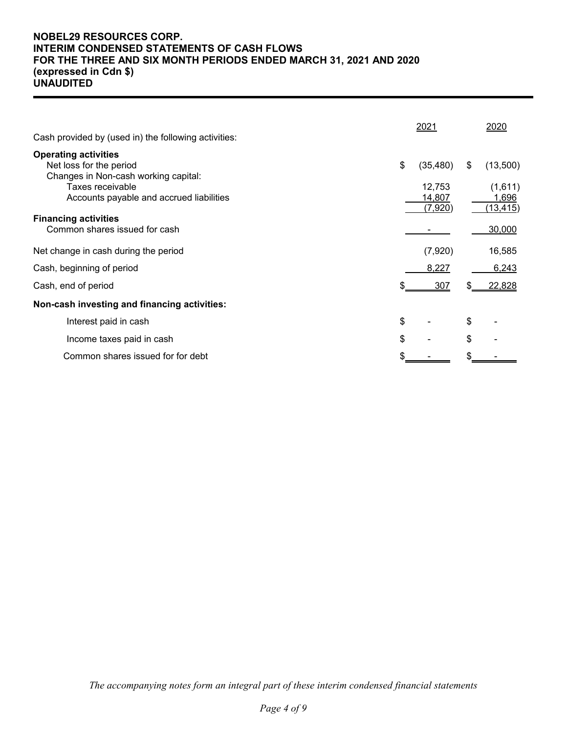**NOBEL29 RESOURCES CORP.**
**INTERIM CONDENSED STATEMENTS OF CASH FLOWS**
**FOR THE THREE AND SIX MONTH PERIODS ENDED MARCH 31, 2021 AND 2020**
**(expressed in Cdn $)**
**UNAUDITED**

| Cash provided by (used in) the following activities: | 2021 | 2020 |
|---|---|---|
| **Operating activities** | | |
| Net loss for the period | $ (35,480) | $ (13,500) |
| Changes in Non-cash working capital: | | |
| Taxes receivable | 12,753 | (1,611) |
| Accounts payable and accrued liabilities | 14,807 | 1,696 |
| | (7,920) | (13,415) |
| **Financing activities** | | |
| Common shares issued for cash | - | 30,000 |
| Net change in cash during the period | (7,920) | 16,585 |
| Cash, beginning of period | 8,227 | 6,243 |
| Cash, end of period | $ 307 | $ 22,828 |
| **Non-cash investing and financing activities:** | | |
| Interest paid in cash | $ - | $ - |
| Income taxes paid in cash | $ - | $ - |
| Common shares issued for for debt | $ - | $ - |

*The accompanying notes form an integral part of these interim condensed financial statements*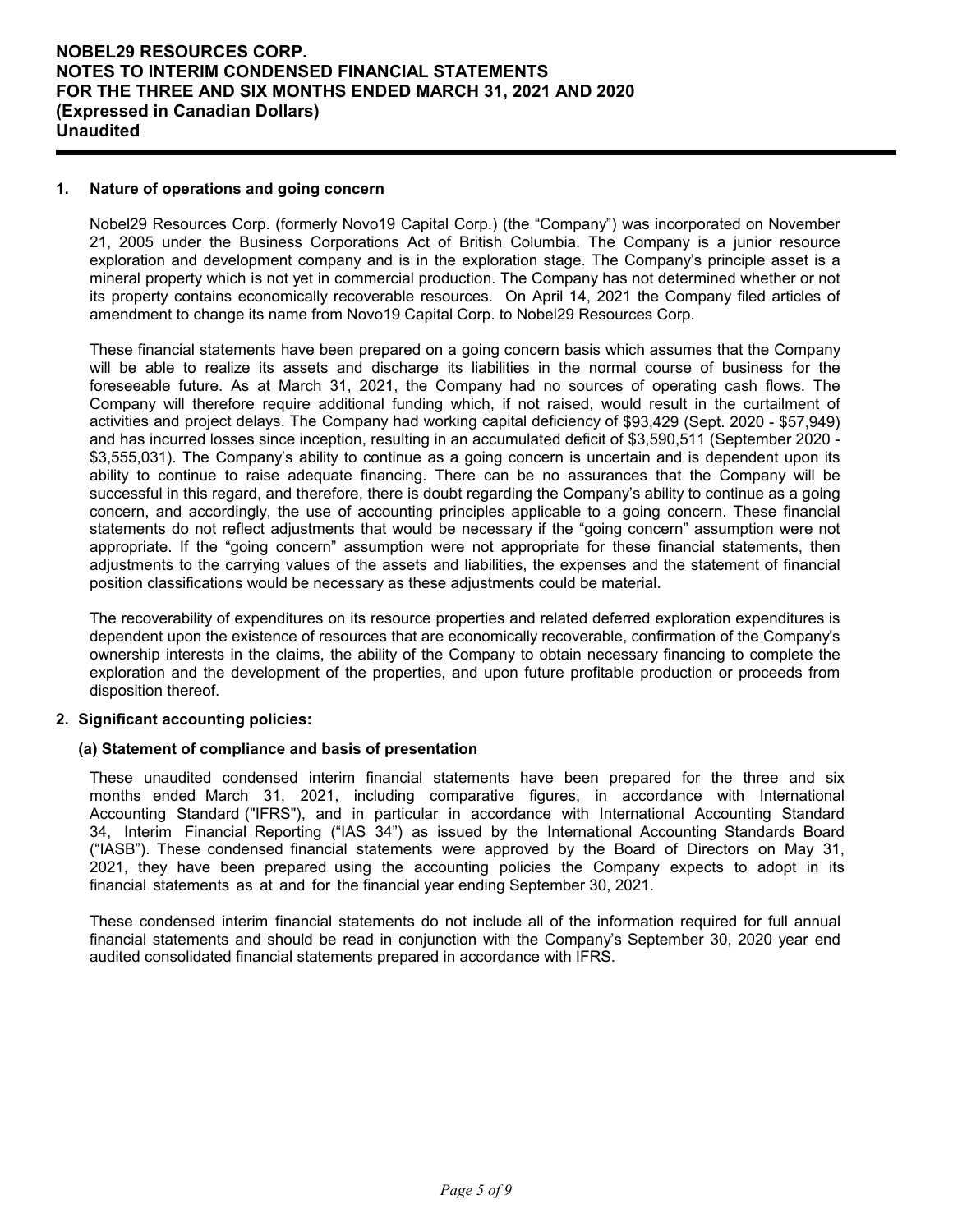## 1. Nature of operations and going concern

Nobel29 Resources Corp. (formerly Novo19 Capital Corp.) (the "Company") was incorporated on November 21, 2005 under the Business Corporations Act of British Columbia. The Company is a junior resource exploration and development company and is in the exploration stage. The Company's principle asset is a mineral property which is not yet in commercial production. The Company has not determined whether or not its property contains economically recoverable resources. On April 14, 2021 the Company filed articles of amendment to change its name from Novo19 Capital Corp. to Nobel29 Resources Corp.

These financial statements have been prepared on a going concern basis which assumes that the Company will be able to realize its assets and discharge its liabilities in the normal course of business for the foreseeable future. As at March 31, 2021, the Company had no sources of operating cash flows. The Company will therefore require additional funding which, if not raised, would result in the curtailment of activities and project delays. The Company had working capital deficiency of $93,429 (Sept. 2020 - $57,949) and has incurred losses since inception, resulting in an accumulated deficit of $3,590,511 (September 2020 - $3,555,031). The Company's ability to continue as a going concern is uncertain and is dependent upon its ability to continue to raise adequate financing. There can be no assurances that the Company will be successful in this regard, and therefore, there is doubt regarding the Company's ability to continue as a going concern, and accordingly, the use of accounting principles applicable to a going concern. These financial statements do not reflect adjustments that would be necessary if the "going concern" assumption were not appropriate. If the "going concern" assumption were not appropriate for these financial statements, then adjustments to the carrying values of the assets and liabilities, the expenses and the statement of financial position classifications would be necessary as these adjustments could be material.

The recoverability of expenditures on its resource properties and related deferred exploration expenditures is dependent upon the existence of resources that are economically recoverable, confirmation of the Company's ownership interests in the claims, the ability of the Company to obtain necessary financing to complete the exploration and the development of the properties, and upon future profitable production or proceeds from disposition thereof.

## 2. Significant accounting policies:

### (a) Statement of compliance and basis of presentation

These unaudited condensed interim financial statements have been prepared for the three and six months ended March 31, 2021, including comparative figures, in accordance with International Accounting Standard ("IFRS"), and in particular in accordance with International Accounting Standard 34, Interim Financial Reporting ("IAS 34") as issued by the International Accounting Standards Board ("IASB"). These condensed financial statements were approved by the Board of Directors on May 31, 2021, they have been prepared using the accounting policies the Company expects to adopt in its financial statements as at and for the financial year ending September 30, 2021.

These condensed interim financial statements do not include all of the information required for full annual financial statements and should be read in conjunction with the Company's September 30, 2020 year end audited consolidated financial statements prepared in accordance with IFRS.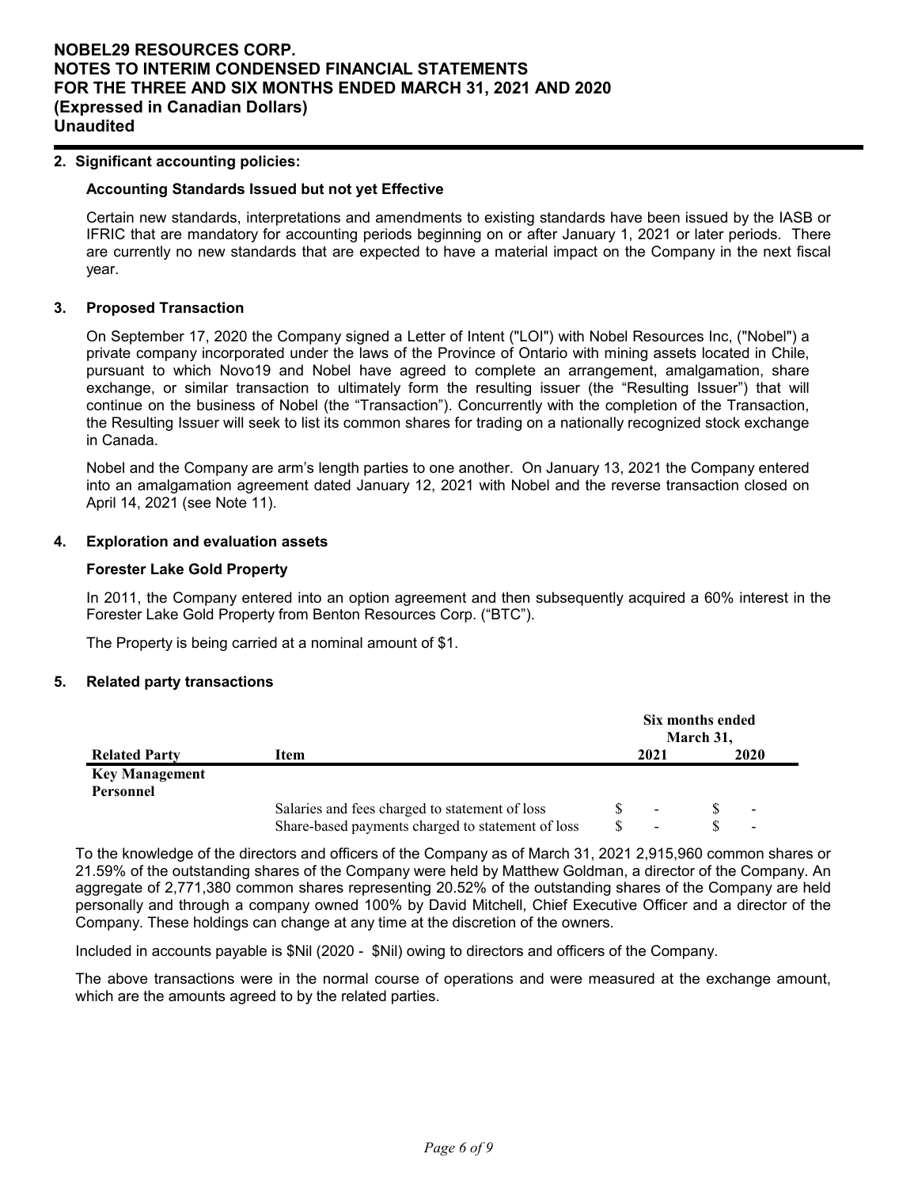## 2. Significant accounting policies:

### Accounting Standards Issued but not yet Effective

Certain new standards, interpretations and amendments to existing standards have been issued by the IASB or IFRIC that are mandatory for accounting periods beginning on or after January 1, 2021 or later periods. There are currently no new standards that are expected to have a material impact on the Company in the next fiscal year.

## 3. Proposed Transaction

On September 17, 2020 the Company signed a Letter of Intent ("LOI") with Nobel Resources Inc, ("Nobel") a private company incorporated under the laws of the Province of Ontario with mining assets located in Chile, pursuant to which Novo19 and Nobel have agreed to complete an arrangement, amalgamation, share exchange, or similar transaction to ultimately form the resulting issuer (the "Resulting Issuer") that will continue on the business of Nobel (the "Transaction"). Concurrently with the completion of the Transaction, the Resulting Issuer will seek to list its common shares for trading on a nationally recognized stock exchange in Canada.

Nobel and the Company are arm's length parties to one another. On January 13, 2021 the Company entered into an amalgamation agreement dated January 12, 2021 with Nobel and the reverse transaction closed on April 14, 2021 (see Note 11).

## 4. Exploration and evaluation assets

### Forester Lake Gold Property

In 2011, the Company entered into an option agreement and then subsequently acquired a 60% interest in the Forester Lake Gold Property from Benton Resources Corp. ("BTC").

The Property is being carried at a nominal amount of $1.

## 5. Related party transactions

| | | Six months ended March 31, | |
|---|---|---|---|
| **Related Party** | **Item** | **2021** | **2020** |
| **Key Management Personnel** | | | |
| | Salaries and fees charged to statement of loss | $ - | $ - |
| | Share-based payments charged to statement of loss | $ - | $ - |

To the knowledge of the directors and officers of the Company as of March 31, 2021 2,915,960 common shares or 21.59% of the outstanding shares of the Company were held by Matthew Goldman, a director of the Company. An aggregate of 2,771,380 common shares representing 20.52% of the outstanding shares of the Company are held personally and through a company owned 100% by David Mitchell, Chief Executive Officer and a director of the Company. These holdings can change at any time at the discretion of the owners.

Included in accounts payable is $Nil (2020 - $Nil) owing to directors and officers of the Company.

The above transactions were in the normal course of operations and were measured at the exchange amount, which are the amounts agreed to by the related parties.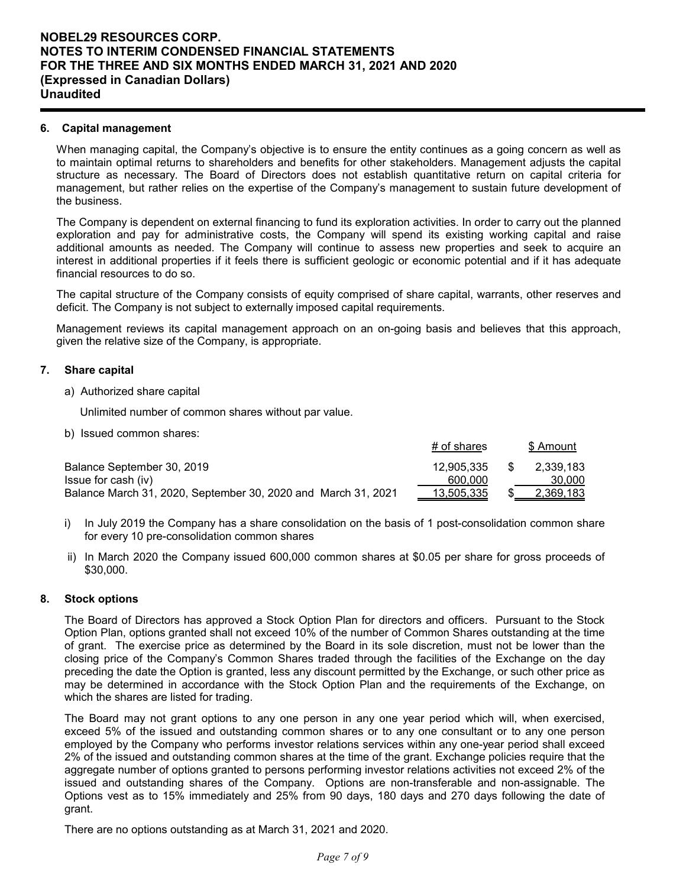## 6. Capital management

When managing capital, the Company's objective is to ensure the entity continues as a going concern as well as to maintain optimal returns to shareholders and benefits for other stakeholders. Management adjusts the capital structure as necessary. The Board of Directors does not establish quantitative return on capital criteria for management, but rather relies on the expertise of the Company's management to sustain future development of the business.

The Company is dependent on external financing to fund its exploration activities. In order to carry out the planned exploration and pay for administrative costs, the Company will spend its existing working capital and raise additional amounts as needed. The Company will continue to assess new properties and seek to acquire an interest in additional properties if it feels there is sufficient geologic or economic potential and if it has adequate financial resources to do so.

The capital structure of the Company consists of equity comprised of share capital, warrants, other reserves and deficit. The Company is not subject to externally imposed capital requirements.

Management reviews its capital management approach on an on-going basis and believes that this approach, given the relative size of the Company, is appropriate.

## 7. Share capital

a) Authorized share capital

Unlimited number of common shares without par value.

b) Issued common shares:

| | # of shares | $ Amount |
|---|---|---|
| Balance September 30, 2019 | 12,905,335 | $ 2,339,183 |
| Issue for cash (iv) | 600,000 | 30,000 |
| Balance March 31, 2020, September 30, 2020 and March 31, 2021 | 13,505,335 | $ 2,369,183 |

i) In July 2019 the Company has a share consolidation on the basis of 1 post-consolidation common share for every 10 pre-consolidation common shares

ii) In March 2020 the Company issued 600,000 common shares at $0.05 per share for gross proceeds of $30,000.

## 8. Stock options

The Board of Directors has approved a Stock Option Plan for directors and officers. Pursuant to the Stock Option Plan, options granted shall not exceed 10% of the number of Common Shares outstanding at the time of grant. The exercise price as determined by the Board in its sole discretion, must not be lower than the closing price of the Company's Common Shares traded through the facilities of the Exchange on the day preceding the date the Option is granted, less any discount permitted by the Exchange, or such other price as may be determined in accordance with the Stock Option Plan and the requirements of the Exchange, on which the shares are listed for trading.

The Board may not grant options to any one person in any one year period which will, when exercised, exceed 5% of the issued and outstanding common shares or to any one consultant or to any one person employed by the Company who performs investor relations services within any one-year period shall exceed 2% of the issued and outstanding common shares at the time of the grant. Exchange policies require that the aggregate number of options granted to persons performing investor relations activities not exceed 2% of the issued and outstanding shares of the Company. Options are non-transferable and non-assignable. The Options vest as to 15% immediately and 25% from 90 days, 180 days and 270 days following the date of grant.

There are no options outstanding as at March 31, 2021 and 2020.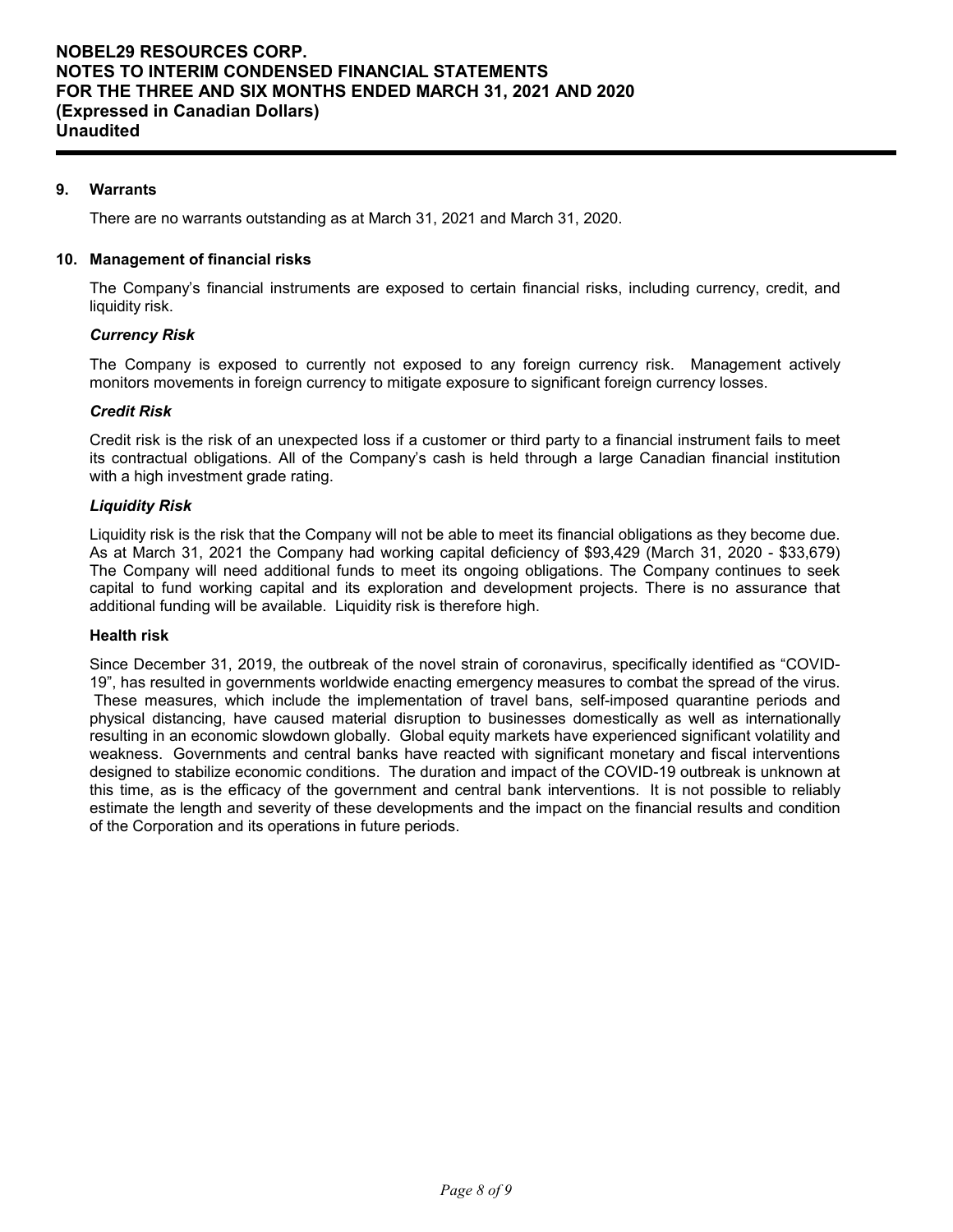## 9. Warrants

There are no warrants outstanding as at March 31, 2021 and March 31, 2020.

## 10. Management of financial risks

The Company's financial instruments are exposed to certain financial risks, including currency, credit, and liquidity risk.

### *Currency Risk*

The Company is exposed to currently not exposed to any foreign currency risk. Management actively monitors movements in foreign currency to mitigate exposure to significant foreign currency losses.

### *Credit Risk*

Credit risk is the risk of an unexpected loss if a customer or third party to a financial instrument fails to meet its contractual obligations. All of the Company's cash is held through a large Canadian financial institution with a high investment grade rating.

### *Liquidity Risk*

Liquidity risk is the risk that the Company will not be able to meet its financial obligations as they become due. As at March 31, 2021 the Company had working capital deficiency of $93,429 (March 31, 2020 - $33,679) The Company will need additional funds to meet its ongoing obligations. The Company continues to seek capital to fund working capital and its exploration and development projects. There is no assurance that additional funding will be available. Liquidity risk is therefore high.

### Health risk

Since December 31, 2019, the outbreak of the novel strain of coronavirus, specifically identified as "COVID-19", has resulted in governments worldwide enacting emergency measures to combat the spread of the virus. These measures, which include the implementation of travel bans, self-imposed quarantine periods and physical distancing, have caused material disruption to businesses domestically as well as internationally resulting in an economic slowdown globally. Global equity markets have experienced significant volatility and weakness. Governments and central banks have reacted with significant monetary and fiscal interventions designed to stabilize economic conditions. The duration and impact of the COVID-19 outbreak is unknown at this time, as is the efficacy of the government and central bank interventions. It is not possible to reliably estimate the length and severity of these developments and the impact on the financial results and condition of the Corporation and its operations in future periods.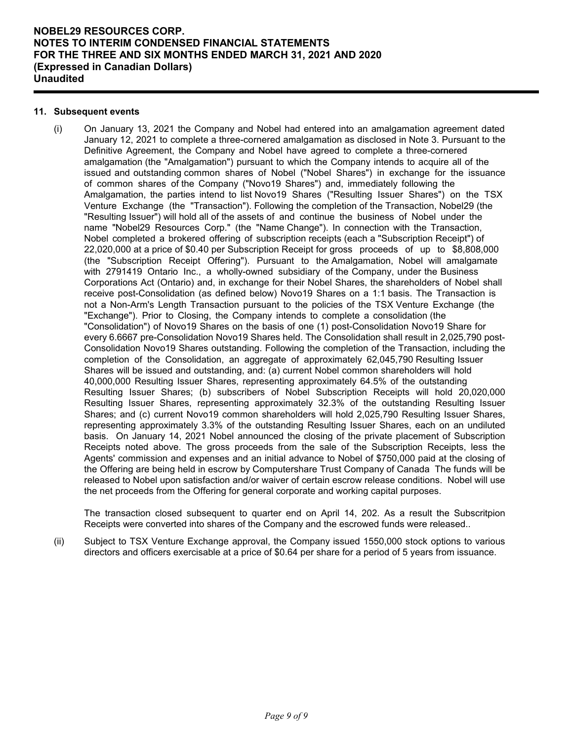## 11. Subsequent events

(i) On January 13, 2021 the Company and Nobel had entered into an amalgamation agreement dated January 12, 2021 to complete a three-cornered amalgamation as disclosed in Note 3. Pursuant to the Definitive Agreement, the Company and Nobel have agreed to complete a three-cornered amalgamation (the "Amalgamation") pursuant to which the Company intends to acquire all of the issued and outstanding common shares of Nobel ("Nobel Shares") in exchange for the issuance of common shares of the Company ("Novo19 Shares") and, immediately following the Amalgamation, the parties intend to list Novo19 Shares ("Resulting Issuer Shares") on the TSX Venture Exchange (the "Transaction"). Following the completion of the Transaction, Nobel29 (the "Resulting Issuer") will hold all of the assets of and continue the business of Nobel under the name "Nobel29 Resources Corp." (the "Name Change"). In connection with the Transaction, Nobel completed a brokered offering of subscription receipts (each a "Subscription Receipt") of 22,020,000 at a price of $0.40 per Subscription Receipt for gross proceeds of up to $8,808,000 (the "Subscription Receipt Offering"). Pursuant to the Amalgamation, Nobel will amalgamate with 2791419 Ontario Inc., a wholly-owned subsidiary of the Company, under the Business Corporations Act (Ontario) and, in exchange for their Nobel Shares, the shareholders of Nobel shall receive post-Consolidation (as defined below) Novo19 Shares on a 1:1 basis. The Transaction is not a Non-Arm's Length Transaction pursuant to the policies of the TSX Venture Exchange (the "Exchange"). Prior to Closing, the Company intends to complete a consolidation (the "Consolidation") of Novo19 Shares on the basis of one (1) post-Consolidation Novo19 Share for every 6.6667 pre-Consolidation Novo19 Shares held. The Consolidation shall result in 2,025,790 post-Consolidation Novo19 Shares outstanding. Following the completion of the Transaction, including the completion of the Consolidation, an aggregate of approximately 62,045,790 Resulting Issuer Shares will be issued and outstanding, and: (a) current Nobel common shareholders will hold 40,000,000 Resulting Issuer Shares, representing approximately 64.5% of the outstanding Resulting Issuer Shares; (b) subscribers of Nobel Subscription Receipts will hold 20,020,000 Resulting Issuer Shares, representing approximately 32.3% of the outstanding Resulting Issuer Shares; and (c) current Novo19 common shareholders will hold 2,025,790 Resulting Issuer Shares, representing approximately 3.3% of the outstanding Resulting Issuer Shares, each on an undiluted basis. On January 14, 2021 Nobel announced the closing of the private placement of Subscription Receipts noted above. The gross proceeds from the sale of the Subscription Receipts, less the Agents' commission and expenses and an initial advance to Nobel of $750,000 paid at the closing of the Offering are being held in escrow by Computershare Trust Company of Canada The funds will be released to Nobel upon satisfaction and/or waiver of certain escrow release conditions. Nobel will use the net proceeds from the Offering for general corporate and working capital purposes.

The transaction closed subsequent to quarter end on April 14, 202. As a result the Subscritpion Receipts were converted into shares of the Company and the escrowed funds were released..

(ii) Subject to TSX Venture Exchange approval, the Company issued 1550,000 stock options to various directors and officers exercisable at a price of $0.64 per share for a period of 5 years from issuance.